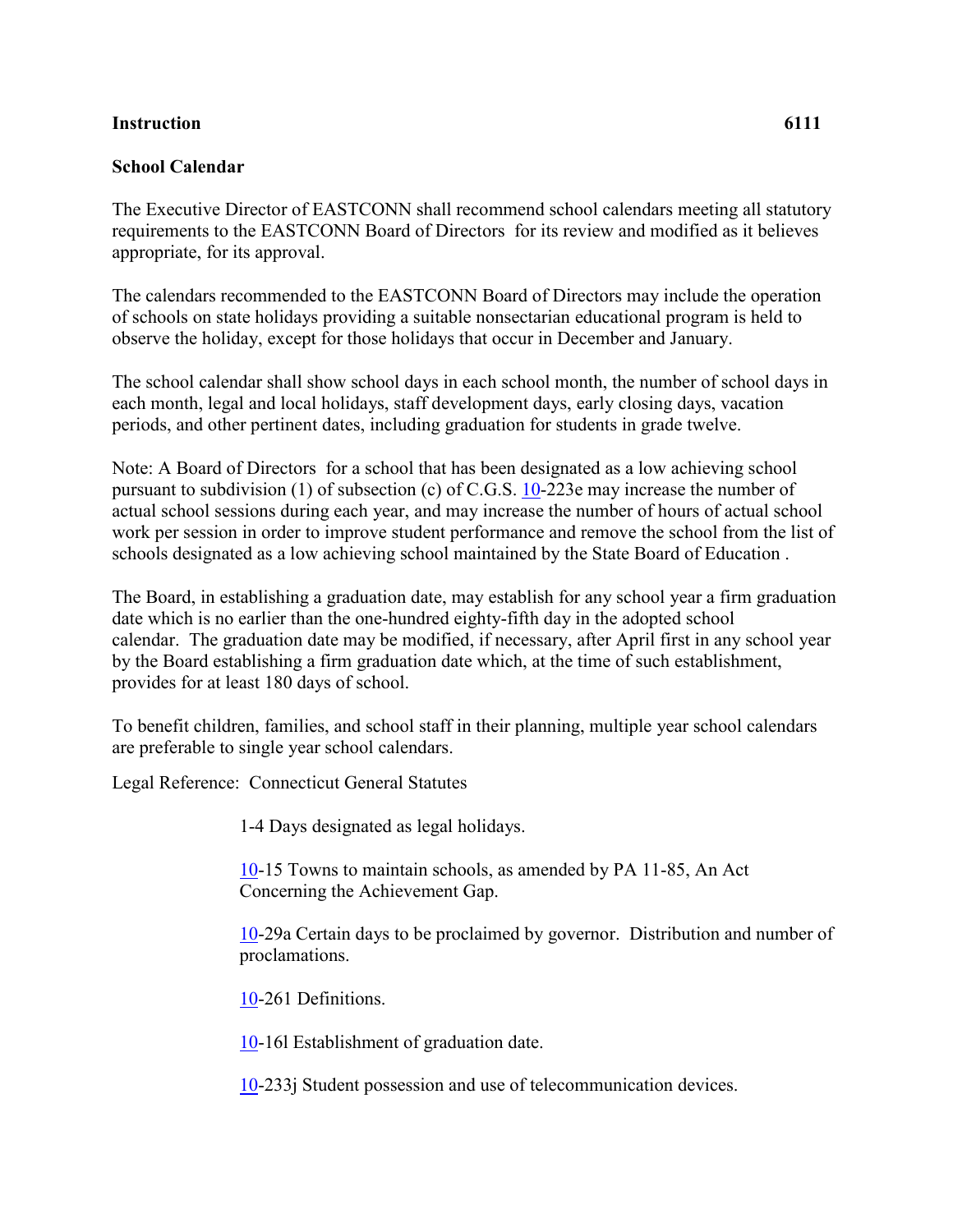**Instruction** **6111**

## School Calendar

The Executive Director of EASTCONN shall recommend school calendars meeting all statutory requirements to the EASTCONN Board of Directors for its review and modified as it believes appropriate, for its approval.

The calendars recommended to the EASTCONN Board of Directors may include the operation of schools on state holidays providing a suitable nonsectarian educational program is held to observe the holiday, except for those holidays that occur in December and January.

The school calendar shall show school days in each school month, the number of school days in each month, legal and local holidays, staff development days, early closing days, vacation periods, and other pertinent dates, including graduation for students in grade twelve.

Note: A Board of Directors for a school that has been designated as a low achieving school pursuant to subdivision (1) of subsection (c) of C.G.S. 10-223e may increase the number of actual school sessions during each year, and may increase the number of hours of actual school work per session in order to improve student performance and remove the school from the list of schools designated as a low achieving school maintained by the State Board of Education .

The Board, in establishing a graduation date, may establish for any school year a firm graduation date which is no earlier than the one-hundred eighty-fifth day in the adopted school calendar. The graduation date may be modified, if necessary, after April first in any school year by the Board establishing a firm graduation date which, at the time of such establishment, provides for at least 180 days of school.

To benefit children, families, and school staff in their planning, multiple year school calendars are preferable to single year school calendars.

Legal Reference: Connecticut General Statutes

1-4 Days designated as legal holidays.

10-15 Towns to maintain schools, as amended by PA 11-85, An Act Concerning the Achievement Gap.

10-29a Certain days to be proclaimed by governor. Distribution and number of proclamations.

10-261 Definitions.

10-16l Establishment of graduation date.

10-233j Student possession and use of telecommunication devices.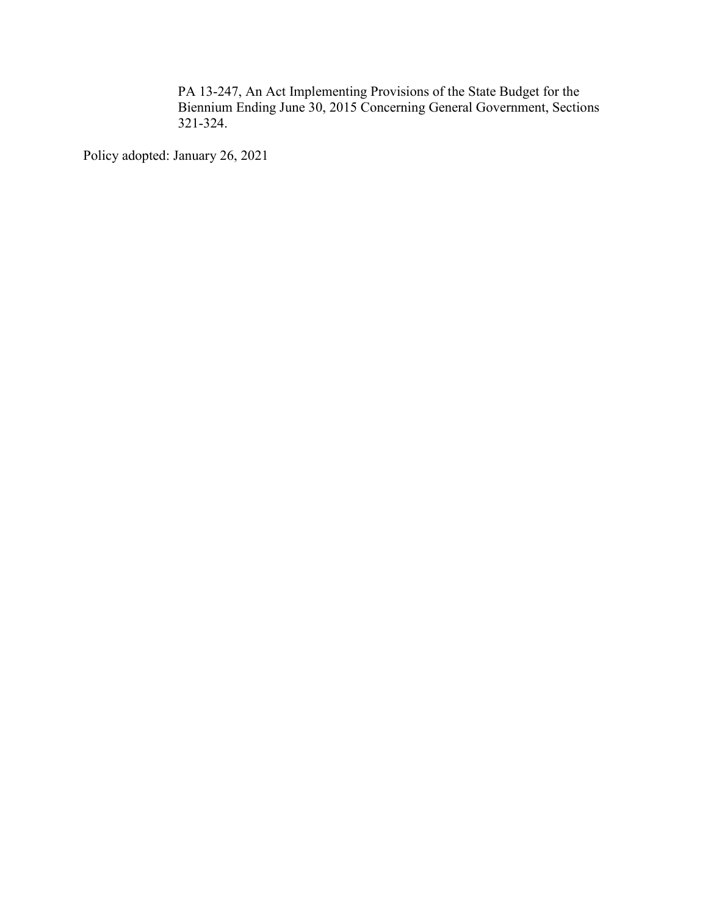PA 13-247, An Act Implementing Provisions of the State Budget for the Biennium Ending June 30, 2015 Concerning General Government, Sections 321-324.

Policy adopted: January 26, 2021